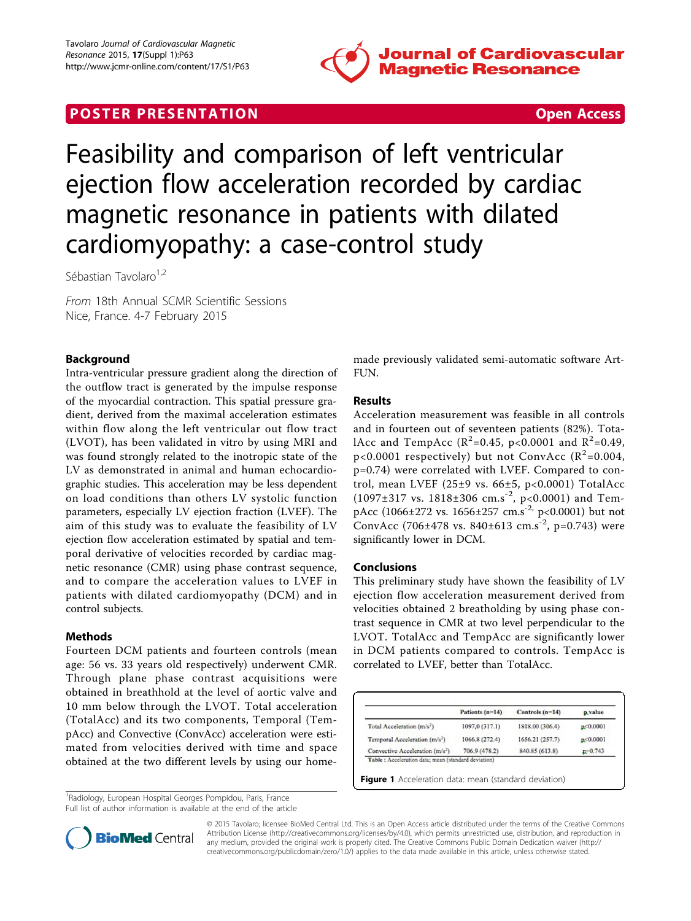POSTER PRESENTATION | Open Access

# Feasibility and comparison of left ventricular ejection flow acceleration recorded by cardiac magnetic resonance in patients with dilated cardiomyopathy: a case-control study

Sébastian Tavolaro[1,2]

*From* 18th Annual SCMR Scientific Sessions
Nice, France. 4-7 February 2015

## Background

Intra-ventricular pressure gradient along the direction of the outflow tract is generated by the impulse response of the myocardial contraction. This spatial pressure gradient, derived from the maximal acceleration estimates within flow along the left ventricular out flow tract (LVOT), has been validated in vitro by using MRI and was found strongly related to the inotropic state of the LV as demonstrated in animal and human echocardiographic studies. This acceleration may be less dependent on load conditions than others LV systolic function parameters, especially LV ejection fraction (LVEF). The aim of this study was to evaluate the feasibility of LV ejection flow acceleration estimated by spatial and temporal derivative of velocities recorded by cardiac magnetic resonance (CMR) using phase contrast sequence, and to compare the acceleration values to LVEF in patients with dilated cardiomyopathy (DCM) and in control subjects.

## Methods

Fourteen DCM patients and fourteen controls (mean age: 56 vs. 33 years old respectively) underwent CMR. Through plane phase contrast acquisitions were obtained in breathhold at the level of aortic valve and 10 mm below through the LVOT. Total acceleration (TotalAcc) and its two components, Temporal (TempAcc) and Convective (ConvAcc) acceleration were estimated from velocities derived with time and space obtained at the two different levels by using our home-made previously validated semi-automatic software Art-FUN.

## Results

Acceleration measurement was feasible in all controls and in fourteen out of seventeen patients (82%). TotalAcc and TempAcc ($R^2$=0.45, p<0.0001 and $R^2$=0.49, p<0.0001 respectively) but not ConvAcc ($R^2$=0.004, p=0.74) were correlated with LVEF. Compared to control, mean LVEF (25±9 vs. 66±5, p<0.0001) TotalAcc (1097±317 vs. 1818±306 cm.s$^{-2}$, p<0.0001) and TempAcc (1066±272 vs. 1656±257 cm.s$^{-2,}$ p<0.0001) but not ConvAcc (706±478 vs. 840±613 cm.s$^{-2}$, p=0.743) were significantly lower in DCM.

## Conclusions

This preliminary study have shown the feasibility of LV ejection flow acceleration measurement derived from velocities obtained 2 breatholding by using phase contrast sequence in CMR at two level perpendicular to the LVOT. TotalAcc and TempAcc are significantly lower in DCM patients compared to controls. TempAcc is correlated to LVEF, better than TotalAcc.

| | Patients (n=14) | Controls (n=14) | p value |
|---|---|---|---|
| Total Acceleration (m/s²) | 1097,0 (317.1) | 1818.00 (306.4) | p<0.0001 |
| Temporal Acceleration (m/s²) | 1066.8 (272.4) | 1656.21 (257.7) | p<0.0001 |
| Convective Acceleration (m/s²) | 706.9 (478.2) | 840.85 (613.8) | p=0.743 |

Table : Acceleration data; mean (standard deviation)

**Figure 1** Acceleration data: mean (standard deviation)

[1]Radiology, European Hospital Georges Pompidou, Paris, France
Full list of author information is available at the end of the article

© 2015 Tavolaro; licensee BioMed Central Ltd. This is an Open Access article distributed under the terms of the Creative Commons Attribution License (http://creativecommons.org/licenses/by/4.0), which permits unrestricted use, distribution, and reproduction in any medium, provided the original work is properly cited. The Creative Commons Public Domain Dedication waiver (http://creativecommons.org/publicdomain/zero/1.0/) applies to the data made available in this article, unless otherwise stated.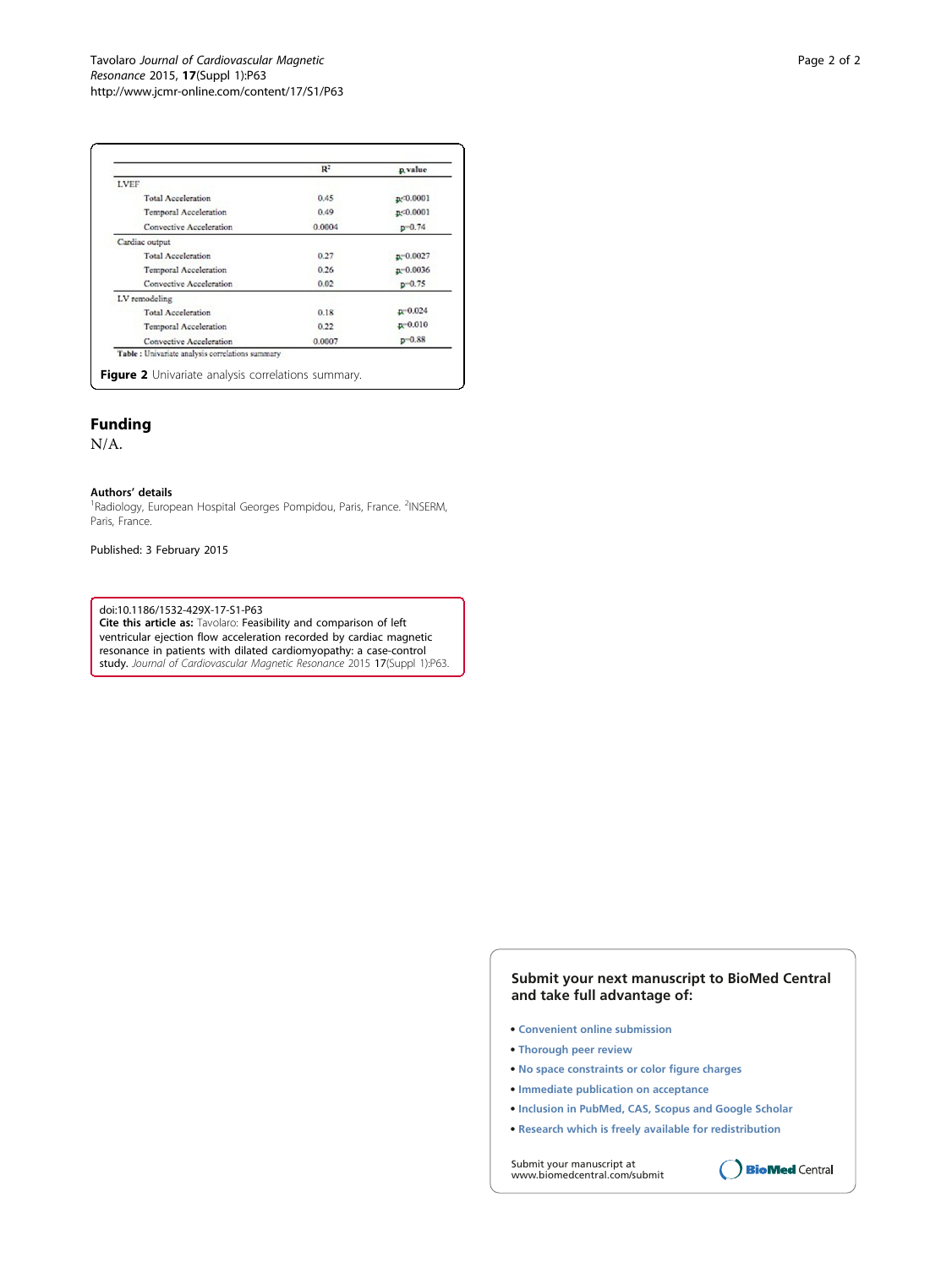| | $R^2$ | p value |
|---|---|---|
| LVEF | | |
| Total Acceleration | 0.45 | $p<0.0001$ |
| Temporal Acceleration | 0.49 | $p<0.0001$ |
| Convective Acceleration | 0.0004 | $p=0.74$ |
| Cardiac output | | |
| Total Acceleration | 0.27 | $p=0.0027$ |
| Temporal Acceleration | 0.26 | $p=0.0036$ |
| Convective Acceleration | 0.02 | $p=0.75$ |
| LV remodeling | | |
| Total Acceleration | 0.18 | $p=0.024$ |
| Temporal Acceleration | 0.22 | $p=0.010$ |
| Convective Acceleration | 0.0007 | $p=0.88$ |

**Table :** Univariate analysis correlations summary

**Figure 2** Univariate analysis correlations summary.

## Funding

N/A.

### Authors' details

[1]Radiology, European Hospital Georges Pompidou, Paris, France. [2]INSERM, Paris, France.

Published: 3 February 2015

doi:10.1186/1532-429X-17-S1-P63

**Cite this article as:** Tavolaro: Feasibility and comparison of left ventricular ejection flow acceleration recorded by cardiac magnetic resonance in patients with dilated cardiomyopathy: a case-control study. *Journal of Cardiovascular Magnetic Resonance* 2015 **17**(Suppl 1):P63.

**Submit your next manuscript to BioMed Central and take full advantage of:**

- Convenient online submission
- Thorough peer review
- No space constraints or color figure charges
- Immediate publication on acceptance
- Inclusion in PubMed, CAS, Scopus and Google Scholar
- Research which is freely available for redistribution

Submit your manuscript at www.biomedcentral.com/submit

BioMed Central